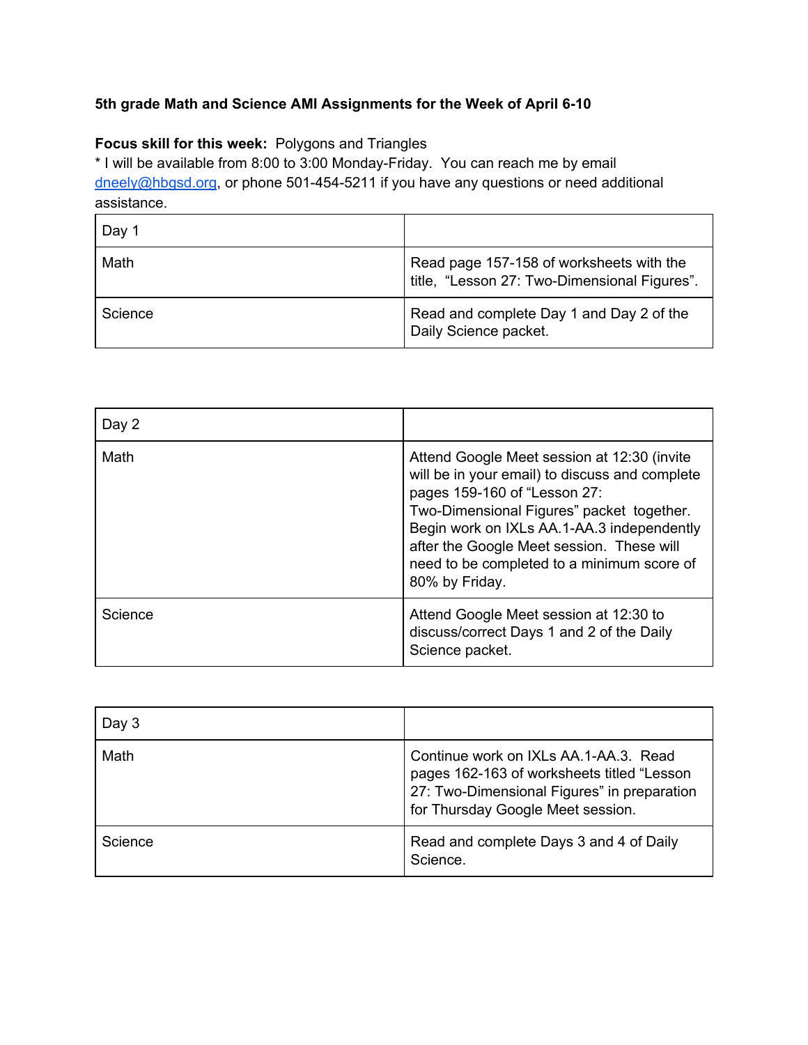**5th grade Math and Science AMI Assignments for the Week of April 6-10**

**Focus skill for this week:** Polygons and Triangles

* I will be available from 8:00 to 3:00 Monday-Friday. You can reach me by email dneely@hbgsd.org, or phone 501-454-5211 if you have any questions or need additional assistance.

| Day 1 | |
|---|---|
| Math | Read page 157-158 of worksheets with the title, "Lesson 27: Two-Dimensional Figures". |
| Science | Read and complete Day 1 and Day 2 of the Daily Science packet. |

| Day 2 | |
|---|---|
| Math | Attend Google Meet session at 12:30 (invite will be in your email) to discuss and complete pages 159-160 of "Lesson 27: Two-Dimensional Figures" packet together. Begin work on IXLs AA.1-AA.3 independently after the Google Meet session. These will need to be completed to a minimum score of 80% by Friday. |
| Science | Attend Google Meet session at 12:30 to discuss/correct Days 1 and 2 of the Daily Science packet. |

| Day 3 | |
|---|---|
| Math | Continue work on IXLs AA.1-AA.3. Read pages 162-163 of worksheets titled "Lesson 27: Two-Dimensional Figures" in preparation for Thursday Google Meet session. |
| Science | Read and complete Days 3 and 4 of Daily Science. |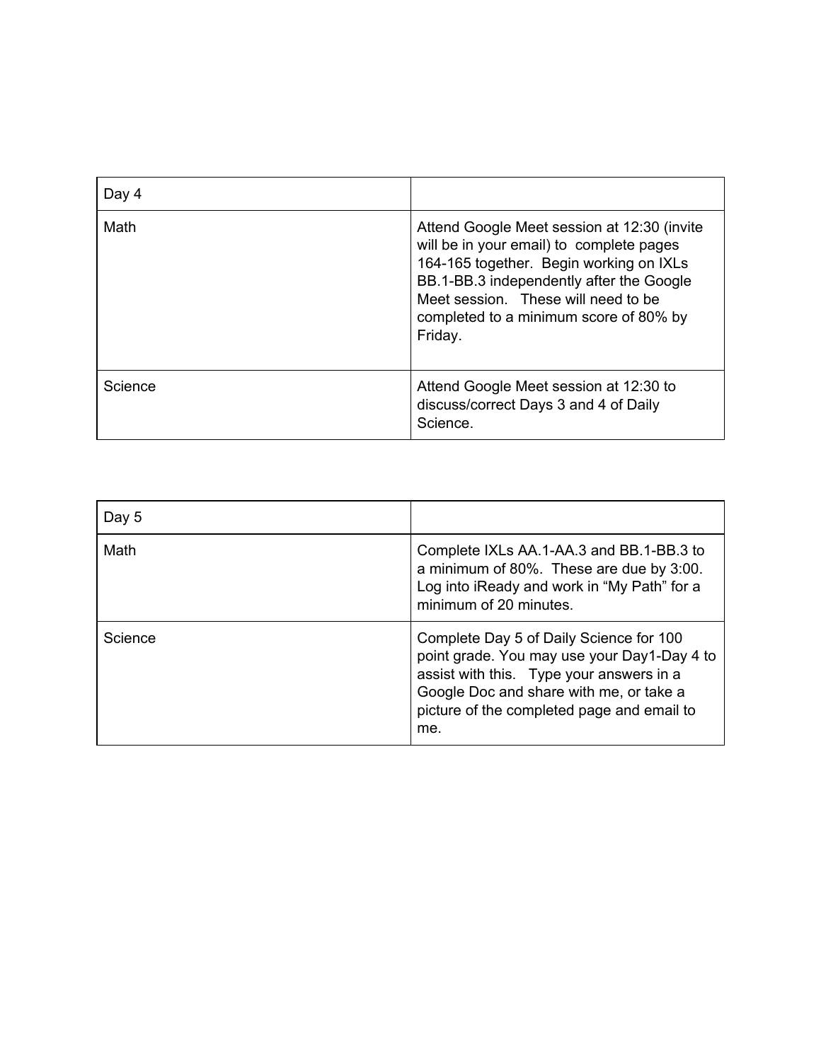| Day 4 | |
|---|---|
| Math | Attend Google Meet session at 12:30 (invite will be in your email) to complete pages 164-165 together. Begin working on IXLs BB.1-BB.3 independently after the Google Meet session. These will need to be completed to a minimum score of 80% by Friday. |
| Science | Attend Google Meet session at 12:30 to discuss/correct Days 3 and 4 of Daily Science. |

| Day 5 | |
|---|---|
| Math | Complete IXLs AA.1-AA.3 and BB.1-BB.3 to a minimum of 80%. These are due by 3:00. Log into iReady and work in "My Path" for a minimum of 20 minutes. |
| Science | Complete Day 5 of Daily Science for 100 point grade. You may use your Day1-Day 4 to assist with this. Type your answers in a Google Doc and share with me, or take a picture of the completed page and email to me. |